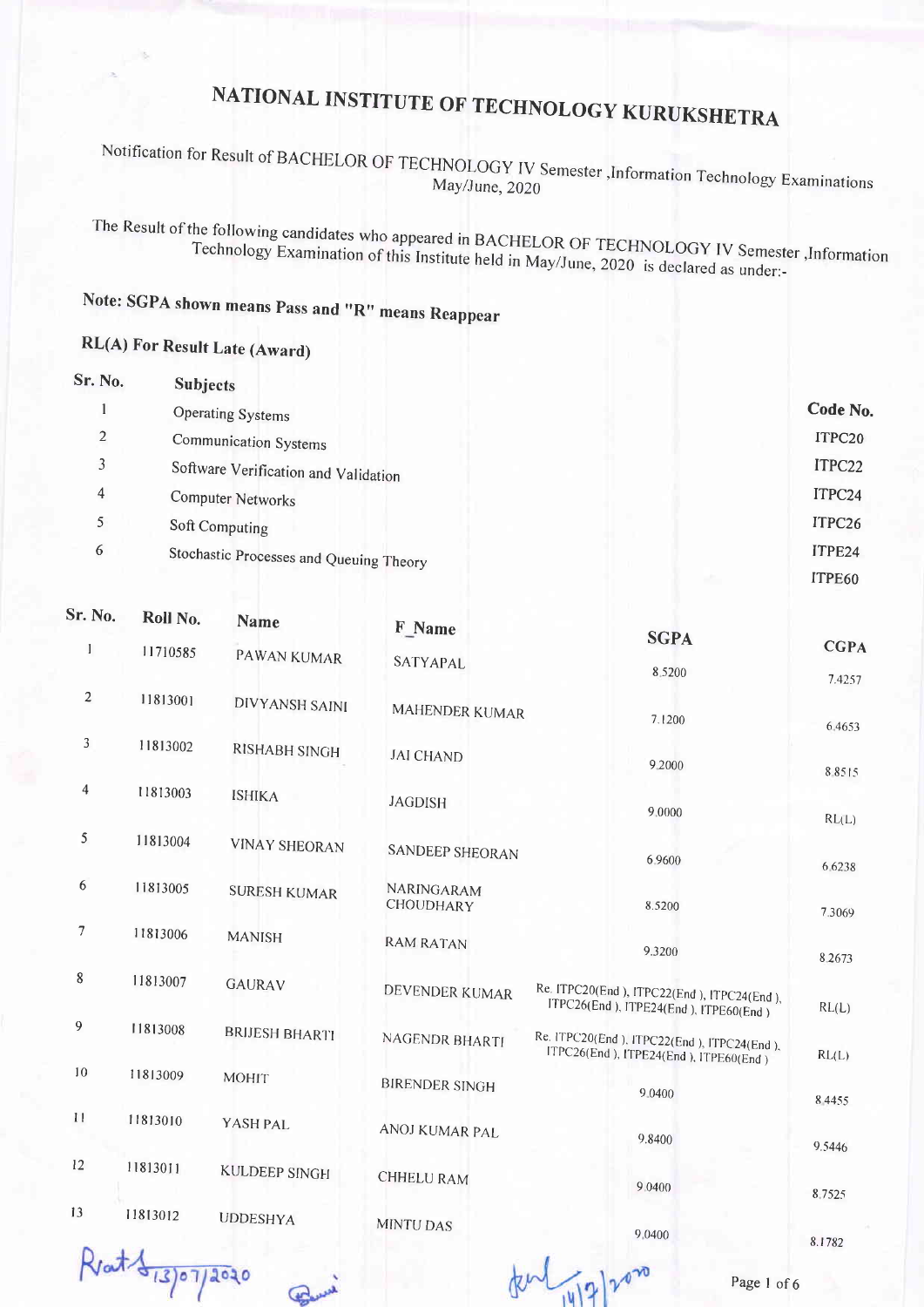# NATIONAL INSTITUTE OF TECHNOLOGY KURUKSHETRA

Notification for Result of BACHELOR OF TECHNOLOGY IV Semester ,Information Technology Examinations May/June, 2020

The Result of the following candidates who appeared in BACHELOR OF TECHNOLOGY IV Semester ,Information Technology Examination of this Institute held in May/June, 2020 is declared as under:-

**Note: SGPA shown means Pass and "R" means Reappear**

**RL(A) For Result Late (Award)**

| Sr. No. | Subjects | Code No. |
|---|---|---|
| 1 | Operating Systems | ITPC20 |
| 2 | Communication Systems | ITPC22 |
| 3 | Software Verification and Validation | ITPC24 |
| 4 | Computer Networks | ITPC26 |
| 5 | Soft Computing | ITPE24 |
| 6 | Stochastic Processes and Queuing Theory | ITPE60 |

| Sr. No. | Roll No. | Name | F_Name | SGPA | CGPA |
|---|---|---|---|---|---|
| 1 | 11710585 | PAWAN KUMAR | SATYAPAL | 8.5200 | 7.4257 |
| 2 | 11813001 | DIVYANSH SAINI | MAHENDER KUMAR | 7.1200 | 6.4653 |
| 3 | 11813002 | RISHABH SINGH | JAI CHAND | 9.2000 | 8.8515 |
| 4 | 11813003 | ISHIKA | JAGDISH | 9.0000 | RL(L) |
| 5 | 11813004 | VINAY SHEORAN | SANDEEP SHEORAN | 6.9600 | 6.6238 |
| 6 | 11813005 | SURESH KUMAR | NARINGARAM CHOUDHARY | 8.5200 | 7.3069 |
| 7 | 11813006 | MANISH | RAM RATAN | 9.3200 | 8.2673 |
| 8 | 11813007 | GAURAV | DEVENDER KUMAR | Re. ITPC20(End ), ITPC22(End ), ITPC24(End ), ITPC26(End ), ITPE24(End ), ITPE60(End ) | RL(L) |
| 9 | 11813008 | BRIJESH BHARTI | NAGENDR BHARTI | Re. ITPC20(End ), ITPC22(End ), ITPC24(End ), ITPC26(End ), ITPE24(End ), ITPE60(End ) | RL(L) |
| 10 | 11813009 | MOHIT | BIRENDER SINGH | 9.0400 | 8.4455 |
| 11 | 11813010 | YASH PAL | ANOJ KUMAR PAL | 9.8400 | 9.5446 |
| 12 | 11813011 | KULDEEP SINGH | CHHELU RAM | 9.0400 | 8.7525 |
| 13 | 11813012 | UDDESHYA | MINTU DAS | 9.0400 | 8.1782 |

13/07/2020

14/7/2020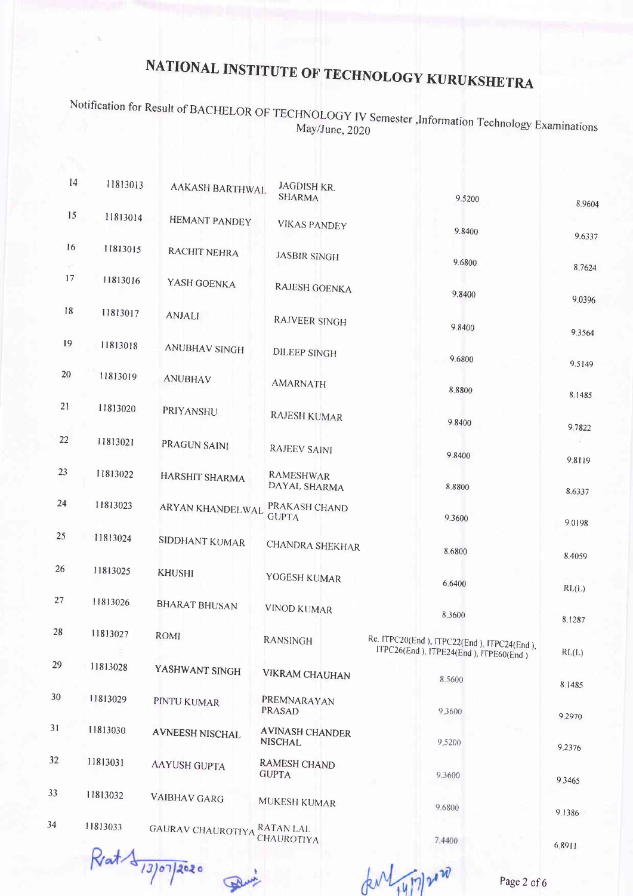# NATIONAL INSTITUTE OF TECHNOLOGY KURUKSHETRA

Notification for Result of BACHELOR OF TECHNOLOGY IV Semester ,Information Technology Examinations May/June, 2020

| | | | | | |
|---|---|---|---|---|---|
| 14 | 11813013 | AAKASH BARTHWAL | JAGDISH KR. SHARMA | 9.5200 | 8.9604 |
| 15 | 11813014 | HEMANT PANDEY | VIKAS PANDEY | 9.8400 | 9.6337 |
| 16 | 11813015 | RACHIT NEHRA | JASBIR SINGH | 9.6800 | 8.7624 |
| 17 | 11813016 | YASH GOENKA | RAJESH GOENKA | 9.8400 | 9.0396 |
| 18 | 11813017 | ANJALI | RAJVEER SINGH | 9.8400 | 9.3564 |
| 19 | 11813018 | ANUBHAV SINGH | DILEEP SINGH | 9.6800 | 9.5149 |
| 20 | 11813019 | ANUBHAV | AMARNATH | 8.8800 | 8.1485 |
| 21 | 11813020 | PRIYANSHU | RAJESH KUMAR | 9.8400 | 9.7822 |
| 22 | 11813021 | PRAGUN SAINI | RAJEEV SAINI | 9.8400 | 9.8119 |
| 23 | 11813022 | HARSHIT SHARMA | RAMESHWAR DAYAL SHARMA | 8.8800 | 8.6337 |
| 24 | 11813023 | ARYAN KHANDELWAL | PRAKASH CHAND GUPTA | 9.3600 | 9.0198 |
| 25 | 11813024 | SIDDHANT KUMAR | CHANDRA SHEKHAR | 8.6800 | 8.4059 |
| 26 | 11813025 | KHUSHI | YOGESH KUMAR | 6.6400 | RL(L) |
| 27 | 11813026 | BHARAT BHUSAN | VINOD KUMAR | 8.3600 | 8.1287 |
| 28 | 11813027 | ROMI | RANSINGH | Re. ITPC20(End ), ITPC22(End ), ITPC24(End ), ITPC26(End ), ITPE24(End ), ITPE60(End ) | RL(L) |
| 29 | 11813028 | YASHWANT SINGH | VIKRAM CHAUHAN | 8.5600 | 8.1485 |
| 30 | 11813029 | PINTU KUMAR | PREMNARAYAN PRASAD | 9.3600 | 9.2970 |
| 31 | 11813030 | AVNEESH NISCHAL | AVINASH CHANDER NISCHAL | 9.5200 | 9.2376 |
| 32 | 11813031 | AAYUSH GUPTA | RAMESH CHAND GUPTA | 9.3600 | 9.3465 |
| 33 | 11813032 | VAIBHAV GARG | MUKESH KUMAR | 9.6800 | 9.1386 |
| 34 | 11813033 | GAURAV CHAUROTIYA | RATAN LAL CHAUROTIYA | 7.4400 | 6.8911 |

13/07/2020 14/7/2020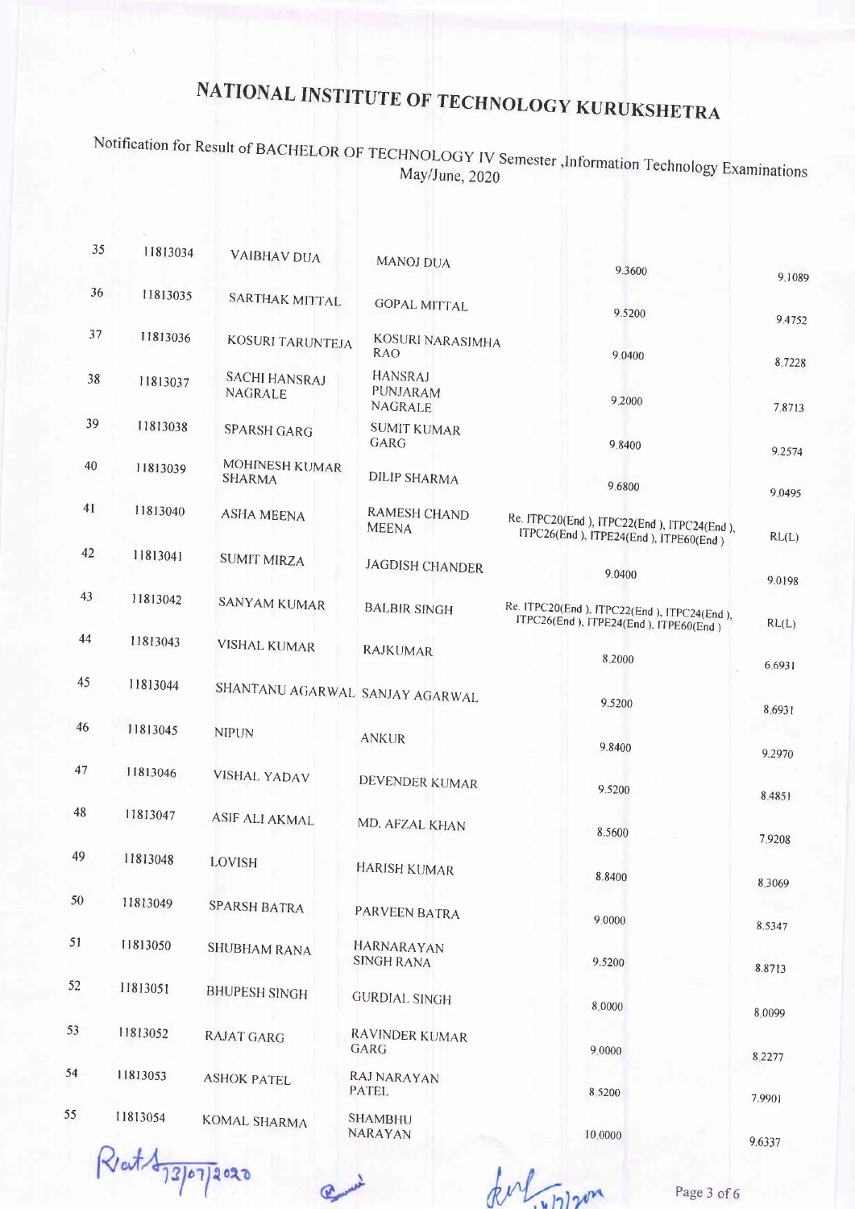# NATIONAL INSTITUTE OF TECHNOLOGY KURUKSHETRA

## Notification for Result of BACHELOR OF TECHNOLOGY IV Semester ,Information Technology Examinations May/June, 2020

| | | | | | |
|---|---|---|---|---|---|
| 35 | 11813034 | VAIBHAV DUA | MANOJ DUA | 9.3600 | 9.1089 |
| 36 | 11813035 | SARTHAK MITTAL | GOPAL MITTAL | 9.5200 | 9.4752 |
| 37 | 11813036 | KOSURI TARUNTEJA | KOSURI NARASIMHA RAO | 9.0400 | 8.7228 |
| 38 | 11813037 | SACHI HANSRAJ NAGRALE | HANSRAJ PUNJARAM NAGRALE | 9.2000 | 7.8713 |
| 39 | 11813038 | SPARSH GARG | SUMIT KUMAR GARG | 9.8400 | 9.2574 |
| 40 | 11813039 | MOHINESH KUMAR SHARMA | DILIP SHARMA | 9.6800 | 9.0495 |
| 41 | 11813040 | ASHA MEENA | RAMESH CHAND MEENA | Re. ITPC20(End ), ITPC22(End ), ITPC24(End ), ITPC26(End ), ITPE24(End ), ITPE60(End ) | RL(L) |
| 42 | 11813041 | SUMIT MIRZA | JAGDISH CHANDER | 9.0400 | 9.0198 |
| 43 | 11813042 | SANYAM KUMAR | BALBIR SINGH | Re. ITPC20(End ), ITPC22(End ), ITPC24(End ), ITPC26(End ), ITPE24(End ), ITPE60(End ) | RL(L) |
| 44 | 11813043 | VISHAL KUMAR | RAJKUMAR | 8.2000 | 6.6931 |
| 45 | 11813044 | SHANTANU AGARWAL | SANJAY AGARWAL | 9.5200 | 8.6931 |
| 46 | 11813045 | NIPUN | ANKUR | 9.8400 | 9.2970 |
| 47 | 11813046 | VISHAL YADAV | DEVENDER KUMAR | 9.5200 | 8.4851 |
| 48 | 11813047 | ASIF ALI AKMAL | MD. AFZAL KHAN | 8.5600 | 7.9208 |
| 49 | 11813048 | LOVISH | HARISH KUMAR | 8.8400 | 8.3069 |
| 50 | 11813049 | SPARSH BATRA | PARVEEN BATRA | 9.0000 | 8.5347 |
| 51 | 11813050 | SHUBHAM RANA | HARNARAYAN SINGH RANA | 9.5200 | 8.8713 |
| 52 | 11813051 | BHUPESH SINGH | GURDIAL SINGH | 8.0000 | 8.0099 |
| 53 | 11813052 | RAJAT GARG | RAVINDER KUMAR GARG | 9.0000 | 8.2277 |
| 54 | 11813053 | ASHOK PATEL | RAJ NARAYAN PATEL | 8.5200 | 7.9901 |
| 55 | 11813054 | KOMAL SHARMA | SHAMBHU NARAYAN | 10.0000 | 9.6337 |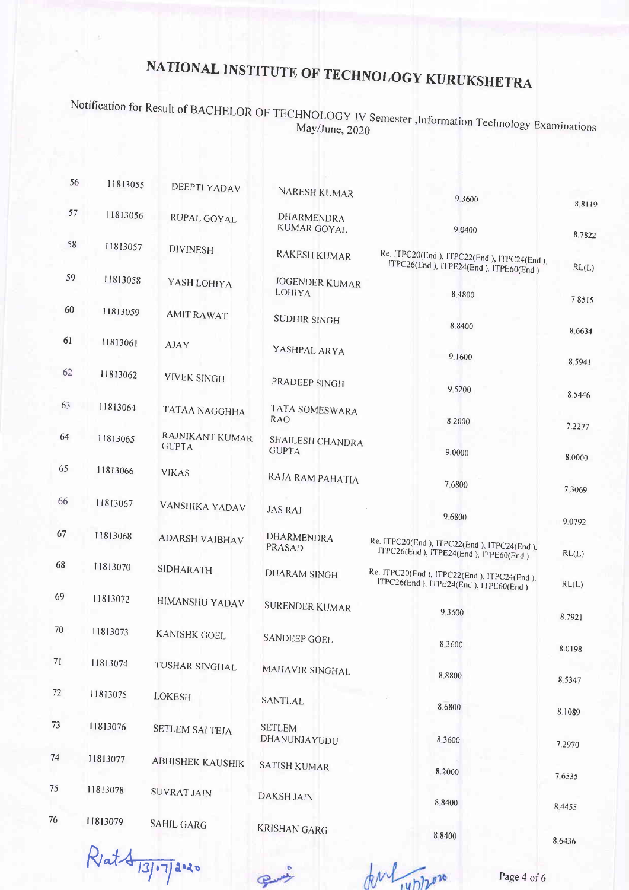# NATIONAL INSTITUTE OF TECHNOLOGY KURUKSHETRA

Notification for Result of BACHELOR OF TECHNOLOGY IV Semester ,Information Technology Examinations May/June, 2020

| | | | | | |
|---|---|---|---|---|---|
| 56 | 11813055 | DEEPTI YADAV | NARESH KUMAR | 9.3600 | 8.8119 |
| 57 | 11813056 | RUPAL GOYAL | DHARMENDRA KUMAR GOYAL | 9.0400 | 8.7822 |
| 58 | 11813057 | DIVINESH | RAKESH KUMAR | Re. ITPC20(End ), ITPC22(End ), ITPC24(End ), ITPC26(End ), ITPE24(End ), ITPE60(End ) | RL(L) |
| 59 | 11813058 | YASH LOHIYA | JOGENDER KUMAR LOHIYA | 8.4800 | 7.8515 |
| 60 | 11813059 | AMIT RAWAT | SUDHIR SINGH | 8.8400 | 8.6634 |
| 61 | 11813061 | AJAY | YASHPAL ARYA | 9.1600 | 8.5941 |
| 62 | 11813062 | VIVEK SINGH | PRADEEP SINGH | 9.5200 | 8.5446 |
| 63 | 11813064 | TATAA NAGGHHA | TATA SOMESWARA RAO | 8.2000 | 7.2277 |
| 64 | 11813065 | RAJNIKANT KUMAR GUPTA | SHAILESH CHANDRA GUPTA | 9.0000 | 8.0000 |
| 65 | 11813066 | VIKAS | RAJA RAM PAHATIA | 7.6800 | 7.3069 |
| 66 | 11813067 | VANSHIKA YADAV | JAS RAJ | 9.6800 | 9.0792 |
| 67 | 11813068 | ADARSH VAIBHAV | DHARMENDRA PRASAD | Re. ITPC20(End ), ITPC22(End ), ITPC24(End ), ITPC26(End ), ITPE24(End ), ITPE60(End ) | RL(L) |
| 68 | 11813070 | SIDHARATH | DHARAM SINGH | Re. ITPC20(End ), ITPC22(End ), ITPC24(End ), ITPC26(End ), ITPE24(End ), ITPE60(End ) | RL(L) |
| 69 | 11813072 | HIMANSHU YADAV | SURENDER KUMAR | 9.3600 | 8.7921 |
| 70 | 11813073 | KANISHK GOEL | SANDEEP GOEL | 8.3600 | 8.0198 |
| 71 | 11813074 | TUSHAR SINGHAL | MAHAVIR SINGHAL | 8.8800 | 8.5347 |
| 72 | 11813075 | LOKESH | SANTLAL | 8.6800 | 8.1089 |
| 73 | 11813076 | SETLEM SAI TEJA | SETLEM DHANUNJAYUDU | 8.3600 | 7.2970 |
| 74 | 11813077 | ABHISHEK KAUSHIK | SATISH KUMAR | 8.2000 | 7.6535 |
| 75 | 11813078 | SUVRAT JAIN | DAKSH JAIN | 8.8400 | 8.4455 |
| 76 | 11813079 | SAHIL GARG | KRISHAN GARG | 8.8400 | 8.6436 |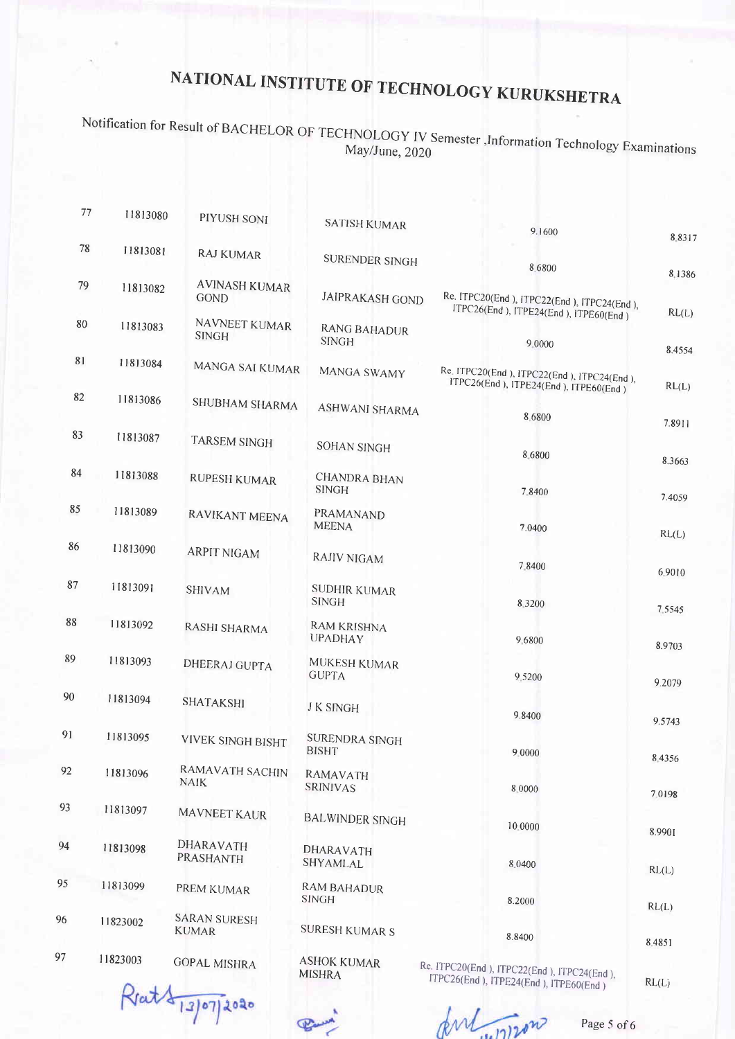# NATIONAL INSTITUTE OF TECHNOLOGY KURUKSHETRA

Notification for Result of BACHELOR OF TECHNOLOGY IV Semester ,Information Technology Examinations May/June, 2020

| | | | | | |
|---|---|---|---|---|---|
| 77 | 11813080 | PIYUSH SONI | SATISH KUMAR | 9.1600 | 8.8317 |
| 78 | 11813081 | RAJ KUMAR | SURENDER SINGH | 8.6800 | 8.1386 |
| 79 | 11813082 | AVINASH KUMAR GOND | JAIPRAKASH GOND | Re. ITPC20(End ), ITPC22(End ), ITPC24(End ), ITPC26(End ), ITPE24(End ), ITPE60(End ) | RL(L) |
| 80 | 11813083 | NAVNEET KUMAR SINGH | RANG BAHADUR SINGH | 9.0000 | 8.4554 |
| 81 | 11813084 | MANGA SAI KUMAR | MANGA SWAMY | Re. ITPC20(End ), ITPC22(End ), ITPC24(End ), ITPC26(End ), ITPE24(End ), ITPE60(End ) | RL(L) |
| 82 | 11813086 | SHUBHAM SHARMA | ASHWANI SHARMA | 8.6800 | 7.8911 |
| 83 | 11813087 | TARSEM SINGH | SOHAN SINGH | 8.6800 | 8.3663 |
| 84 | 11813088 | RUPESH KUMAR | CHANDRA BHAN SINGH | 7.8400 | 7.4059 |
| 85 | 11813089 | RAVIKANT MEENA | PRAMANAND MEENA | 7.0400 | RL(L) |
| 86 | 11813090 | ARPIT NIGAM | RAJIV NIGAM | 7.8400 | 6.9010 |
| 87 | 11813091 | SHIVAM | SUDHIR KUMAR SINGH | 8.3200 | 7.5545 |
| 88 | 11813092 | RASHI SHARMA | RAM KRISHNA UPADHAY | 9.6800 | 8.9703 |
| 89 | 11813093 | DHEERAJ GUPTA | MUKESH KUMAR GUPTA | 9.5200 | 9.2079 |
| 90 | 11813094 | SHATAKSHI | J K SINGH | 9.8400 | 9.5743 |
| 91 | 11813095 | VIVEK SINGH BISHT | SURENDRA SINGH BISHT | 9.0000 | 8.4356 |
| 92 | 11813096 | RAMAVATH SACHIN NAIK | RAMAVATH SRINIVAS | 8.0000 | 7.0198 |
| 93 | 11813097 | MAVNEET KAUR | BALWINDER SINGH | 10.0000 | 8.9901 |
| 94 | 11813098 | DHARAVATH PRASHANTH | DHARAVATH SHYAMLAL | 8.0400 | RL(L) |
| 95 | 11813099 | PREM KUMAR | RAM BAHADUR SINGH | 8.2000 | RL(L) |
| 96 | 11823002 | SARAN SURESH KUMAR | SURESH KUMAR S | 8.8400 | 8.4851 |
| 97 | 11823003 | GOPAL MISHRA | ASHOK KUMAR MISHRA | Re. ITPC20(End ), ITPC22(End ), ITPC24(End ), ITPC26(End ), ITPE24(End ), ITPE60(End ) | RL(L) |

Ratd 13/07/2020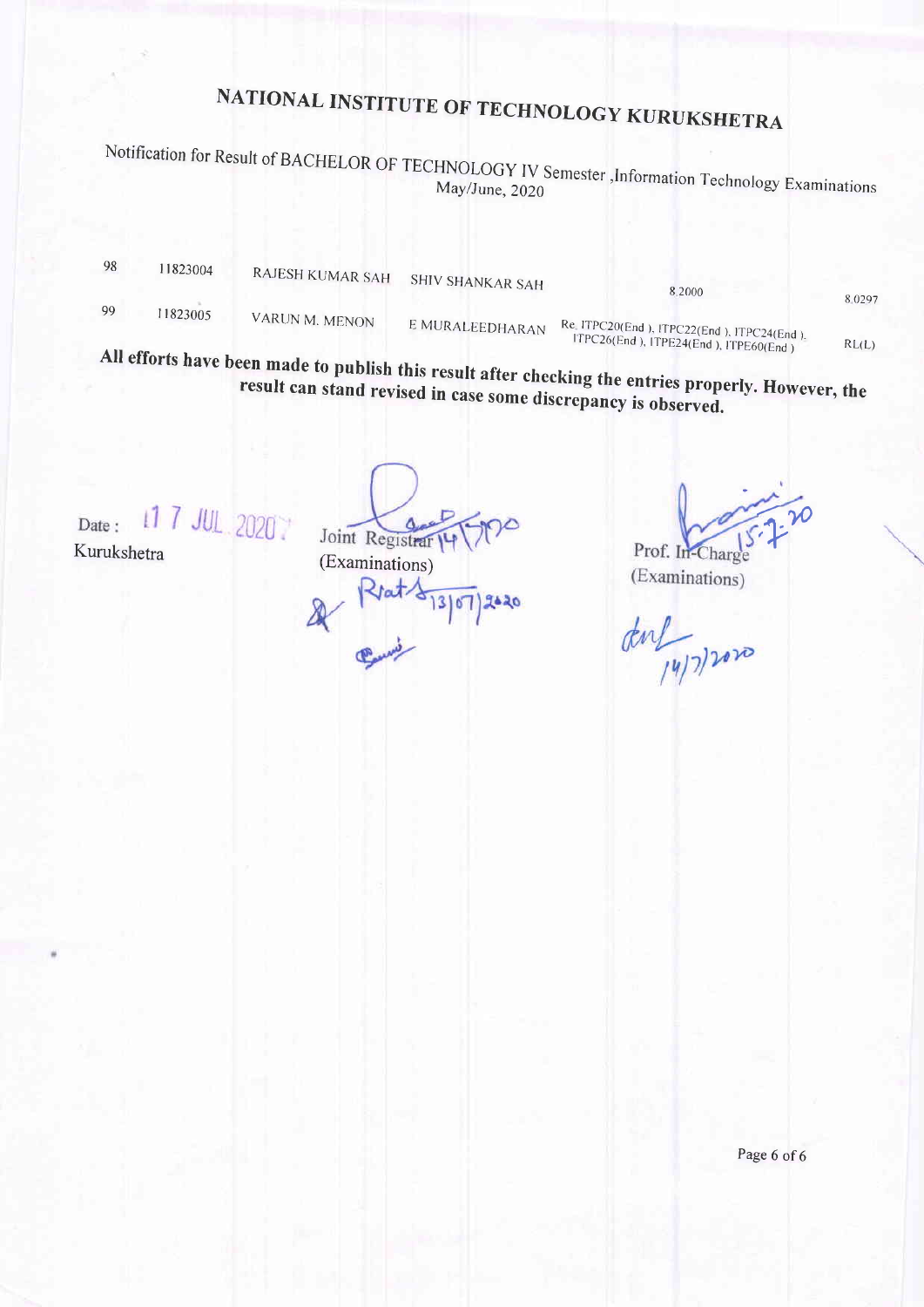# NATIONAL INSTITUTE OF TECHNOLOGY KURUKSHETRA

Notification for Result of BACHELOR OF TECHNOLOGY IV Semester ,Information Technology Examinations May/June, 2020

| | | | | | |
|---|---|---|---|---|---|
| 98 | 11823004 | RAJESH KUMAR SAH | SHIV SHANKAR SAH | 8.2000 | 8.0297 |
| 99 | 11823005 | VARUN M. MENON | E MURALEEDHARAN | Re. ITPC20(End ), ITPC22(End ), ITPC24(End ), ITPC26(End ), ITPE24(End ), ITPE60(End ) | RL(L) |

**All efforts have been made to publish this result after checking the entries properly. However, the result can stand revised in case some discrepancy is observed.**

Date : 17 JUL 2020

Kurukshetra

Joint Registrar 14/7/20

(Examinations)

13/07/2020

Prof. In-Charge 15-7-20

(Examinations)

14/7/2020